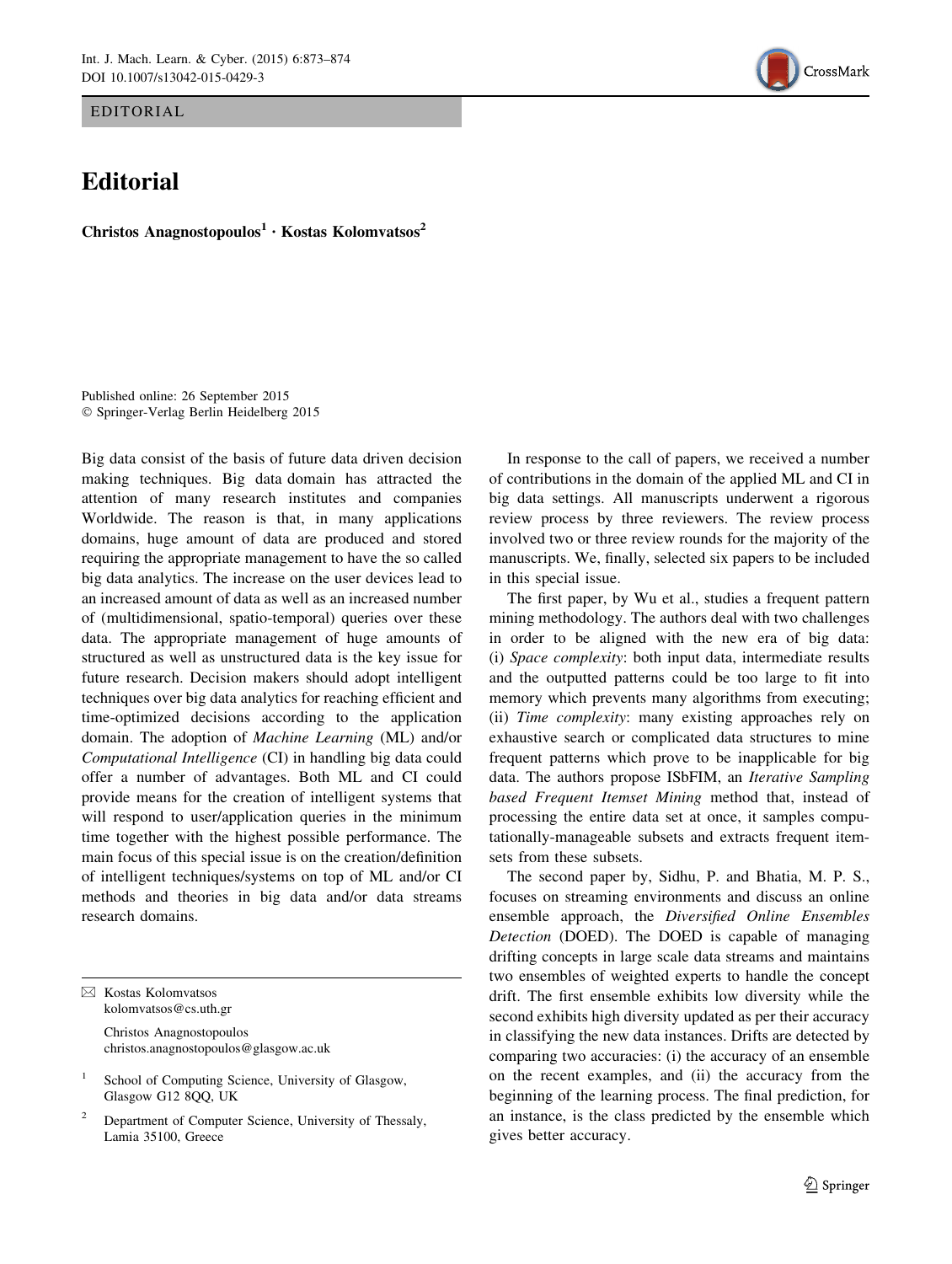EDITORIAL

# Editorial

**Christos Anagnostopoulos**[1] · **Kostas Kolomvatsos**[2]

Published online: 26 September 2015
© Springer-Verlag Berlin Heidelberg 2015

Big data consist of the basis of future data driven decision making techniques. Big data domain has attracted the attention of many research institutes and companies Worldwide. The reason is that, in many applications domains, huge amount of data are produced and stored requiring the appropriate management to have the so called big data analytics. The increase on the user devices lead to an increased amount of data as well as an increased number of (multidimensional, spatio-temporal) queries over these data. The appropriate management of huge amounts of structured as well as unstructured data is the key issue for future research. Decision makers should adopt intelligent techniques over big data analytics for reaching efficient and time-optimized decisions according to the application domain. The adoption of *Machine Learning* (ML) and/or *Computational Intelligence* (CI) in handling big data could offer a number of advantages. Both ML and CI could provide means for the creation of intelligent systems that will respond to user/application queries in the minimum time together with the highest possible performance. The main focus of this special issue is on the creation/definition of intelligent techniques/systems on top of ML and/or CI methods and theories in big data and/or data streams research domains.

In response to the call of papers, we received a number of contributions in the domain of the applied ML and CI in big data settings. All manuscripts underwent a rigorous review process by three reviewers. The review process involved two or three review rounds for the majority of the manuscripts. We, finally, selected six papers to be included in this special issue.

The first paper, by Wu et al., studies a frequent pattern mining methodology. The authors deal with two challenges in order to be aligned with the new era of big data: (i) *Space complexity*: both input data, intermediate results and the outputted patterns could be too large to fit into memory which prevents many algorithms from executing; (ii) *Time complexity*: many existing approaches rely on exhaustive search or complicated data structures to mine frequent patterns which prove to be inapplicable for big data. The authors propose ISbFIM, an *Iterative Sampling based Frequent Itemset Mining* method that, instead of processing the entire data set at once, it samples computationally-manageable subsets and extracts frequent itemsets from these subsets.

The second paper by, Sidhu, P. and Bhatia, M. P. S., focuses on streaming environments and discuss an online ensemble approach, the *Diversified Online Ensembles Detection* (DOED). The DOED is capable of managing drifting concepts in large scale data streams and maintains two ensembles of weighted experts to handle the concept drift. The first ensemble exhibits low diversity while the second exhibits high diversity updated as per their accuracy in classifying the new data instances. Drifts are detected by comparing two accuracies: (i) the accuracy of an ensemble on the recent examples, and (ii) the accuracy from the beginning of the learning process. The final prediction, for an instance, is the class predicted by the ensemble which gives better accuracy.

---

✉ Kostas Kolomvatsos
kolomvatsos@cs.uth.gr

Christos Anagnostopoulos
christos.anagnostopoulos@glasgow.ac.uk

[1] School of Computing Science, University of Glasgow, Glasgow G12 8QQ, UK

[2] Department of Computer Science, University of Thessaly, Lamia 35100, Greece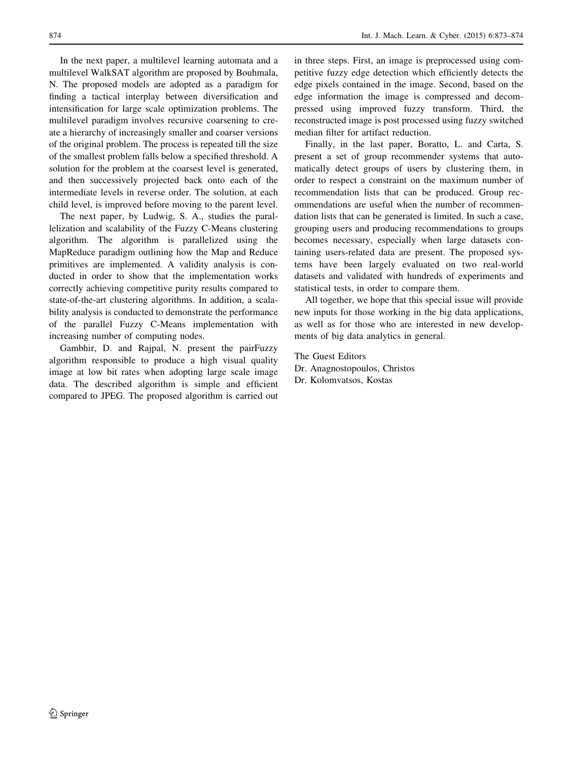In the next paper, a multilevel learning automata and a multilevel WalkSAT algorithm are proposed by Bouhmala, N. The proposed models are adopted as a paradigm for finding a tactical interplay between diversification and intensification for large scale optimization problems. The multilevel paradigm involves recursive coarsening to create a hierarchy of increasingly smaller and coarser versions of the original problem. The process is repeated till the size of the smallest problem falls below a specified threshold. A solution for the problem at the coarsest level is generated, and then successively projected back onto each of the intermediate levels in reverse order. The solution, at each child level, is improved before moving to the parent level.

The next paper, by Ludwig, S. A., studies the parallelization and scalability of the Fuzzy C-Means clustering algorithm. The algorithm is parallelized using the MapReduce paradigm outlining how the Map and Reduce primitives are implemented. A validity analysis is conducted in order to show that the implementation works correctly achieving competitive purity results compared to state-of-the-art clustering algorithms. In addition, a scalability analysis is conducted to demonstrate the performance of the parallel Fuzzy C-Means implementation with increasing number of computing nodes.

Gambhir, D. and Rajpal, N. present the pairFuzzy algorithm responsible to produce a high visual quality image at low bit rates when adopting large scale image data. The described algorithm is simple and efficient compared to JPEG. The proposed algorithm is carried out in three steps. First, an image is preprocessed using competitive fuzzy edge detection which efficiently detects the edge pixels contained in the image. Second, based on the edge information the image is compressed and decompressed using improved fuzzy transform. Third, the reconstructed image is post processed using fuzzy switched median filter for artifact reduction.

Finally, in the last paper, Boratto, L. and Carta, S. present a set of group recommender systems that automatically detect groups of users by clustering them, in order to respect a constraint on the maximum number of recommendation lists that can be produced. Group recommendations are useful when the number of recommendation lists that can be generated is limited. In such a case, grouping users and producing recommendations to groups becomes necessary, especially when large datasets containing users-related data are present. The proposed systems have been largely evaluated on two real-world datasets and validated with hundreds of experiments and statistical tests, in order to compare them.

All together, we hope that this special issue will provide new inputs for those working in the big data applications, as well as for those who are interested in new developments of big data analytics in general.

The Guest Editors
Dr. Anagnostopoulos, Christos
Dr. Kolomvatsos, Kostas